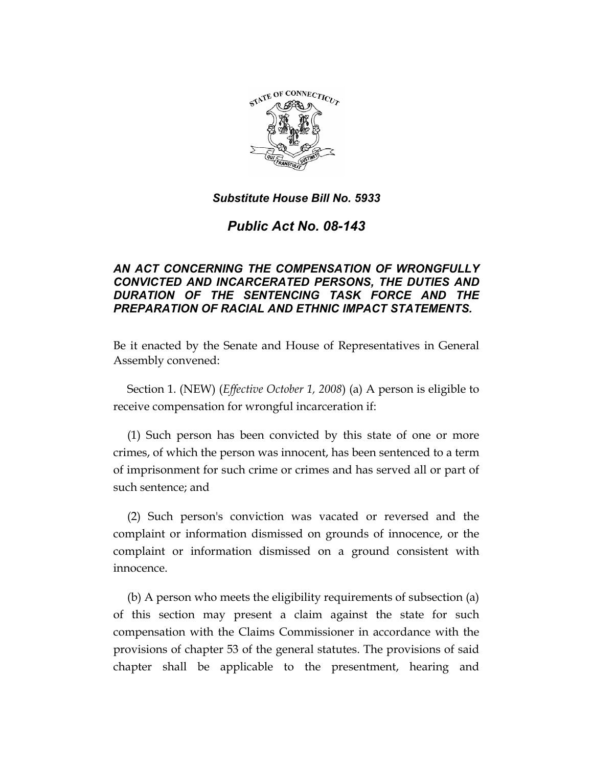***Substitute House Bill No. 5933***

# *Public Act No. 08-143*

***AN ACT CONCERNING THE COMPENSATION OF WRONGFULLY CONVICTED AND INCARCERATED PERSONS, THE DUTIES AND DURATION OF THE SENTENCING TASK FORCE AND THE PREPARATION OF RACIAL AND ETHNIC IMPACT STATEMENTS.***

Be it enacted by the Senate and House of Representatives in General Assembly convened:

Section 1. (NEW) (*Effective October 1, 2008*) (a) A person is eligible to receive compensation for wrongful incarceration if:

(1) Such person has been convicted by this state of one or more crimes, of which the person was innocent, has been sentenced to a term of imprisonment for such crime or crimes and has served all or part of such sentence; and

(2) Such person's conviction was vacated or reversed and the complaint or information dismissed on grounds of innocence, or the complaint or information dismissed on a ground consistent with innocence.

(b) A person who meets the eligibility requirements of subsection (a) of this section may present a claim against the state for such compensation with the Claims Commissioner in accordance with the provisions of chapter 53 of the general statutes. The provisions of said chapter shall be applicable to the presentment, hearing and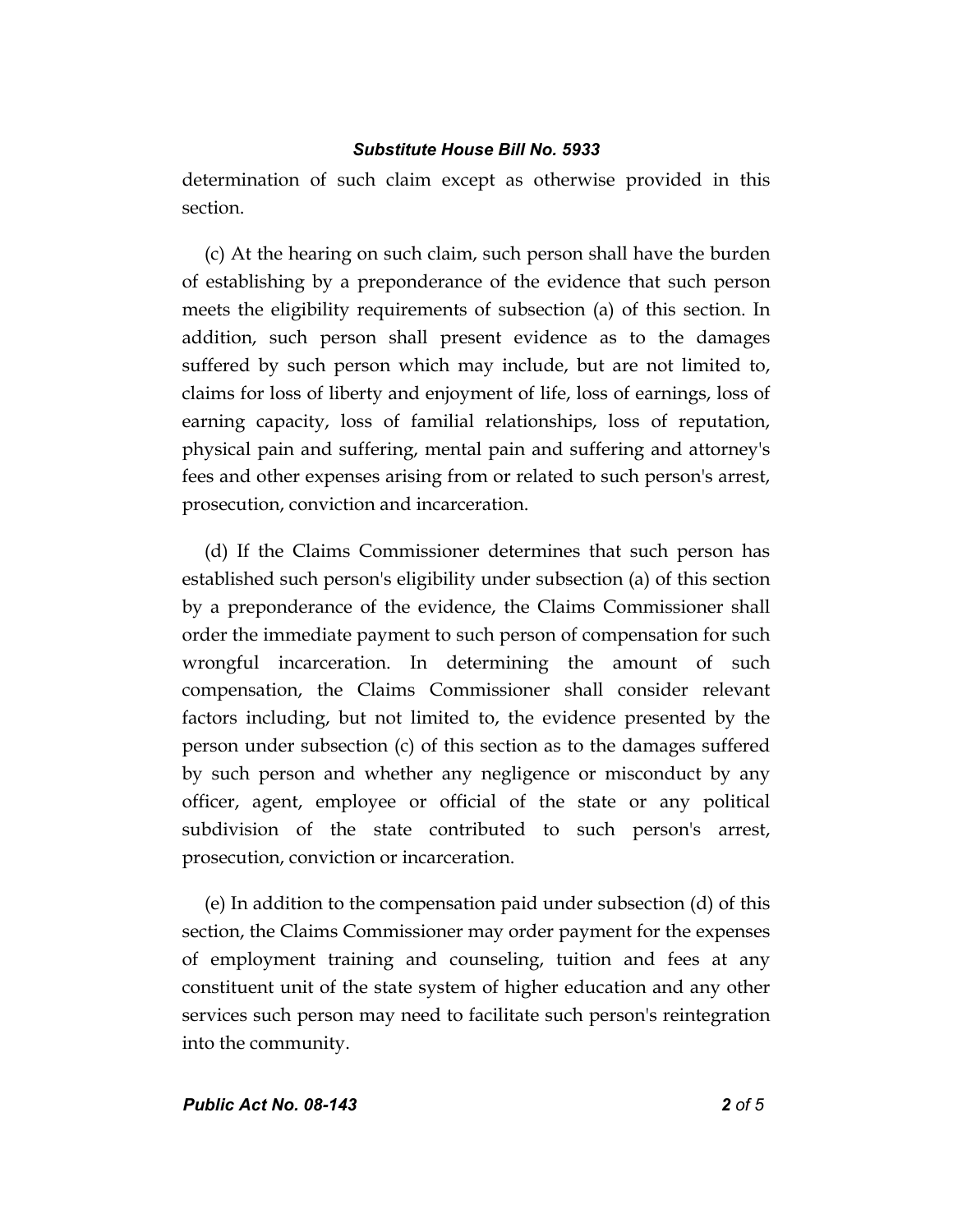determination of such claim except as otherwise provided in this section.

(c) At the hearing on such claim, such person shall have the burden of establishing by a preponderance of the evidence that such person meets the eligibility requirements of subsection (a) of this section. In addition, such person shall present evidence as to the damages suffered by such person which may include, but are not limited to, claims for loss of liberty and enjoyment of life, loss of earnings, loss of earning capacity, loss of familial relationships, loss of reputation, physical pain and suffering, mental pain and suffering and attorney's fees and other expenses arising from or related to such person's arrest, prosecution, conviction and incarceration.

(d) If the Claims Commissioner determines that such person has established such person's eligibility under subsection (a) of this section by a preponderance of the evidence, the Claims Commissioner shall order the immediate payment to such person of compensation for such wrongful incarceration. In determining the amount of such compensation, the Claims Commissioner shall consider relevant factors including, but not limited to, the evidence presented by the person under subsection (c) of this section as to the damages suffered by such person and whether any negligence or misconduct by any officer, agent, employee or official of the state or any political subdivision of the state contributed to such person's arrest, prosecution, conviction or incarceration.

(e) In addition to the compensation paid under subsection (d) of this section, the Claims Commissioner may order payment for the expenses of employment training and counseling, tuition and fees at any constituent unit of the state system of higher education and any other services such person may need to facilitate such person's reintegration into the community.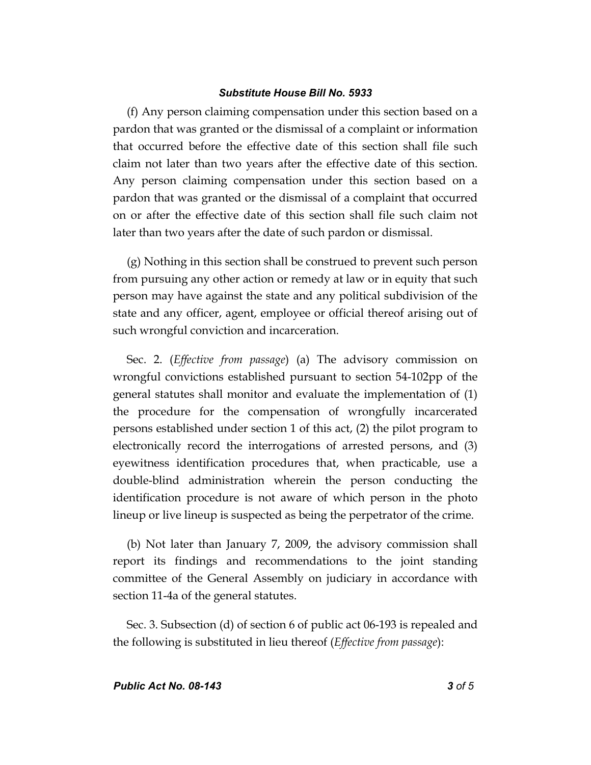(f) Any person claiming compensation under this section based on a pardon that was granted or the dismissal of a complaint or information that occurred before the effective date of this section shall file such claim not later than two years after the effective date of this section. Any person claiming compensation under this section based on a pardon that was granted or the dismissal of a complaint that occurred on or after the effective date of this section shall file such claim not later than two years after the date of such pardon or dismissal.

(g) Nothing in this section shall be construed to prevent such person from pursuing any other action or remedy at law or in equity that such person may have against the state and any political subdivision of the state and any officer, agent, employee or official thereof arising out of such wrongful conviction and incarceration.

Sec. 2. (*Effective from passage*) (a) The advisory commission on wrongful convictions established pursuant to section 54-102pp of the general statutes shall monitor and evaluate the implementation of (1) the procedure for the compensation of wrongfully incarcerated persons established under section 1 of this act, (2) the pilot program to electronically record the interrogations of arrested persons, and (3) eyewitness identification procedures that, when practicable, use a double-blind administration wherein the person conducting the identification procedure is not aware of which person in the photo lineup or live lineup is suspected as being the perpetrator of the crime.

(b) Not later than January 7, 2009, the advisory commission shall report its findings and recommendations to the joint standing committee of the General Assembly on judiciary in accordance with section 11-4a of the general statutes.

Sec. 3. Subsection (d) of section 6 of public act 06-193 is repealed and the following is substituted in lieu thereof (*Effective from passage*):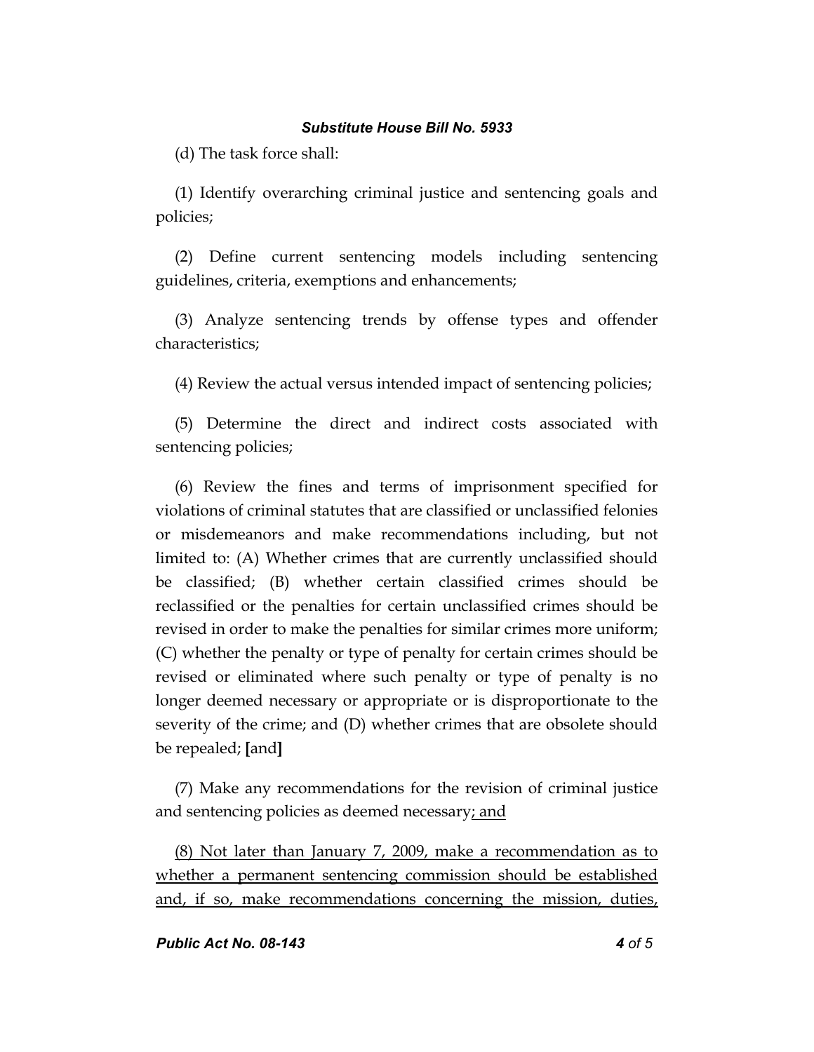(d) The task force shall:

(1) Identify overarching criminal justice and sentencing goals and policies;

(2) Define current sentencing models including sentencing guidelines, criteria, exemptions and enhancements;

(3) Analyze sentencing trends by offense types and offender characteristics;

(4) Review the actual versus intended impact of sentencing policies;

(5) Determine the direct and indirect costs associated with sentencing policies;

(6) Review the fines and terms of imprisonment specified for violations of criminal statutes that are classified or unclassified felonies or misdemeanors and make recommendations including, but not limited to: (A) Whether crimes that are currently unclassified should be classified; (B) whether certain classified crimes should be reclassified or the penalties for certain unclassified crimes should be revised in order to make the penalties for similar crimes more uniform; (C) whether the penalty or type of penalty for certain crimes should be revised or eliminated where such penalty or type of penalty is no longer deemed necessary or appropriate or is disproportionate to the severity of the crime; and (D) whether crimes that are obsolete should be repealed; **[**and**]**

(7) Make any recommendations for the revision of criminal justice and sentencing policies as deemed necessary<u>; and</u>

<u>(8) Not later than January 7, 2009, make a recommendation as to whether a permanent sentencing commission should be established and, if so, make recommendations concerning the mission, duties,</u>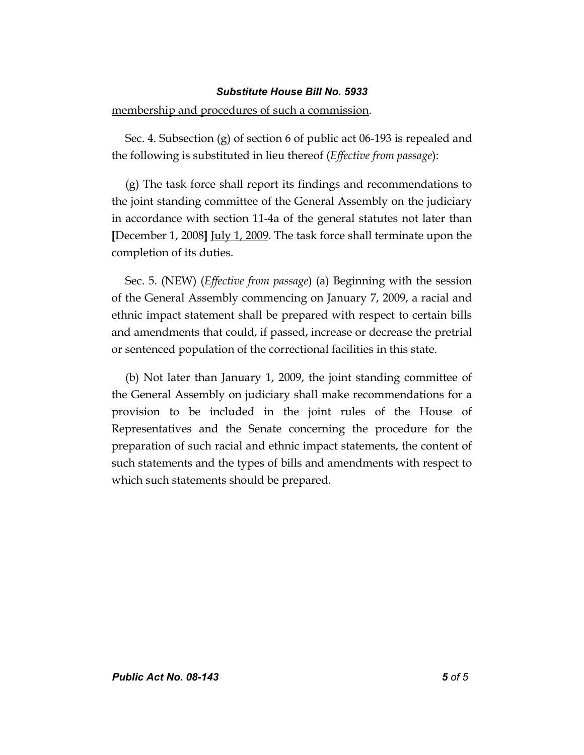<u>membership and procedures of such a commission</u>.

Sec. 4. Subsection (g) of section 6 of public act 06-193 is repealed and the following is substituted in lieu thereof (*Effective from passage*):

(g) The task force shall report its findings and recommendations to the joint standing committee of the General Assembly on the judiciary in accordance with section 11-4a of the general statutes not later than **[**December 1, 2008**]** <u>July 1, 2009</u>. The task force shall terminate upon the completion of its duties.

Sec. 5. (NEW) (*Effective from passage*) (a) Beginning with the session of the General Assembly commencing on January 7, 2009, a racial and ethnic impact statement shall be prepared with respect to certain bills and amendments that could, if passed, increase or decrease the pretrial or sentenced population of the correctional facilities in this state.

(b) Not later than January 1, 2009, the joint standing committee of the General Assembly on judiciary shall make recommendations for a provision to be included in the joint rules of the House of Representatives and the Senate concerning the procedure for the preparation of such racial and ethnic impact statements, the content of such statements and the types of bills and amendments with respect to which such statements should be prepared.